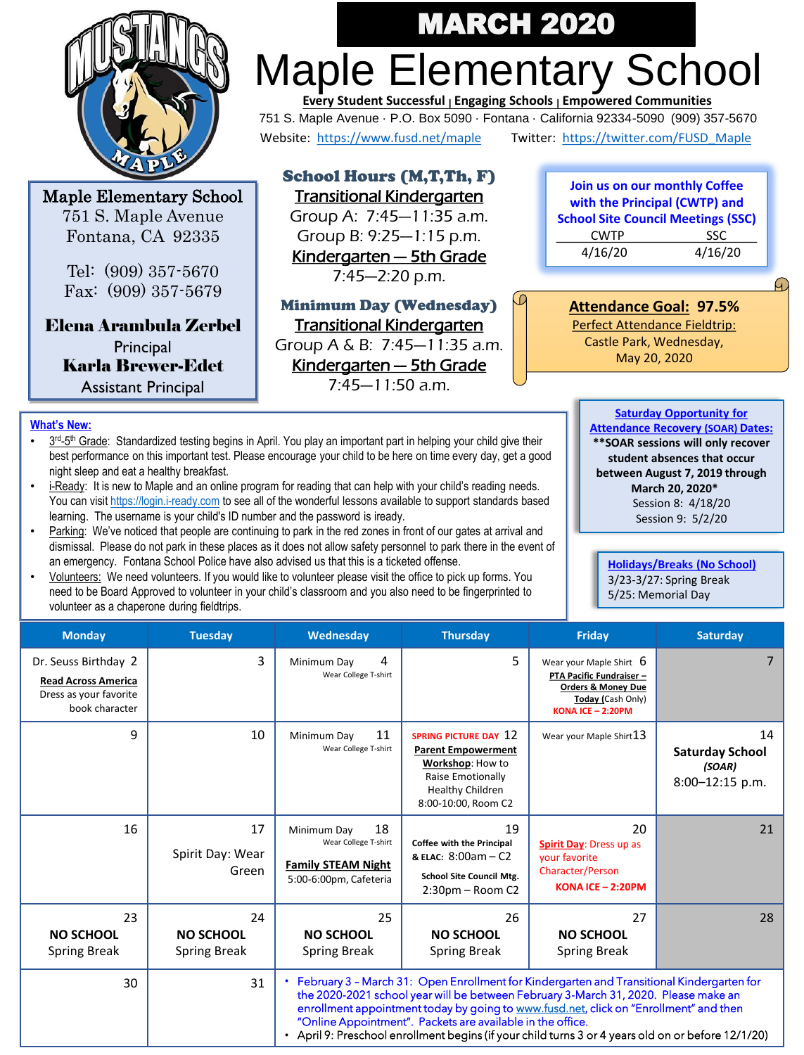# MARCH 2020

# Maple Elementary School

**Every Student Successful | Engaging Schools | Empowered Communities**

751 S. Maple Avenue · P.O. Box 5090 · Fontana · California 92334-5090 (909) 357-5670

Website: https://www.fusd.net/maple Twitter: https://twitter.com/FUSD_Maple

**Maple Elementary School**
751 S. Maple Avenue
Fontana, CA 92335

Tel: (909) 357-5670
Fax: (909) 357-5679

**Elena Arambula Zerbel**
Principal
**Karla Brewer-Edet**
Assistant Principal

## School Hours (M,T,Th, F)

Transitional Kindergarten
Group A: 7:45—11:35 a.m.
Group B: 9:25—1:15 p.m.
Kindergarten — 5th Grade
7:45—2:20 p.m.

## Minimum Day (Wednesday)

Transitional Kindergarten
Group A & B: 7:45—11:35 a.m.
Kindergarten — 5th Grade
7:45—11:50 a.m.

**Join us on our monthly Coffee with the Principal (CWTP) and School Site Council Meetings (SSC)**

| CWTP | SSC |
|---|---|
| 4/16/20 | 4/16/20 |

**Attendance Goal: 97.5%**
Perfect Attendance Fieldtrip:
Castle Park, Wednesday,
May 20, 2020

**What's New:**

- 3rd-5th Grade: Standardized testing begins in April. You play an important part in helping your child give their best performance on this important test. Please encourage your child to be here on time every day, get a good night sleep and eat a healthy breakfast.
- i-Ready: It is new to Maple and an online program for reading that can help with your child's reading needs. You can visit https://login.i-ready.com to see all of the wonderful lessons available to support standards based learning. The username is your child's ID number and the password is iready.
- Parking: We've noticed that people are continuing to park in the red zones in front of our gates at arrival and dismissal. Please do not park in these places as it does not allow safety personnel to park there in the event of an emergency. Fontana School Police have also advised us that this is a ticketed offense.
- Volunteers: We need volunteers. If you would like to volunteer please visit the office to pick up forms. You need to be Board Approved to volunteer in your child's classroom and you also need to be fingerprinted to volunteer as a chaperone during fieldtrips.

**Saturday Opportunity for Attendance Recovery (SOAR) Dates:**
**\*\*SOAR sessions will only recover student absences that occur between August 7, 2019 through March 20, 2020\***
Session 8: 4/18/20
Session 9: 5/2/20

**Holidays/Breaks (No School)**
3/23-3/27: Spring Break
5/25: Memorial Day

| Monday | Tuesday | Wednesday | Thursday | Friday | Saturday |
|---|---|---|---|---|---|
| 2 Dr. Seuss Birthday **Read Across America** Dress as your favorite book character | 3 | 4 Minimum Day Wear College T-shirt | 5 | 6 Wear your Maple Shirt **PTA Pacific Fundraiser – Orders & Money Due Today** (Cash Only) KONA ICE – 2:20PM | 7 |
| 9 | 10 | 11 Minimum Day Wear College T-shirt | 12 SPRING PICTURE DAY **Parent Empowerment Workshop**: How to Raise Emotionally Healthy Children 8:00-10:00, Room C2 | 13 Wear your Maple Shirt | 14 **Saturday School** *(SOAR)* 8:00–12:15 p.m. |
| 16 | 17 Spirit Day: Wear Green | 18 Minimum Day Wear College T-shirt **Family STEAM Night** 5:00-6:00pm, Cafeteria | 19 **Coffee with the Principal & ELAC**: 8:00am – C2 **School Site Council Mtg.** 2:30pm – Room C2 | 20 **Spirit Day**: Dress up as your favorite Character/Person KONA ICE – 2:20PM | 21 |
| 23 **NO SCHOOL** Spring Break | 24 **NO SCHOOL** Spring Break | 25 **NO SCHOOL** Spring Break | 26 **NO SCHOOL** Spring Break | 27 **NO SCHOOL** Spring Break | 28 |
| 30 | 31 | | | | |

- February 3 – March 31: Open Enrollment for Kindergarten and Transitional Kindergarten for the 2020-2021 school year will be between February 3-March 31, 2020. Please make an enrollment appointment today by going to www.fusd.net, click on "Enrollment" and then "Online Appointment". Packets are available in the office.
- April 9: Preschool enrollment begins (if your child turns 3 or 4 years old on or before 12/1/20)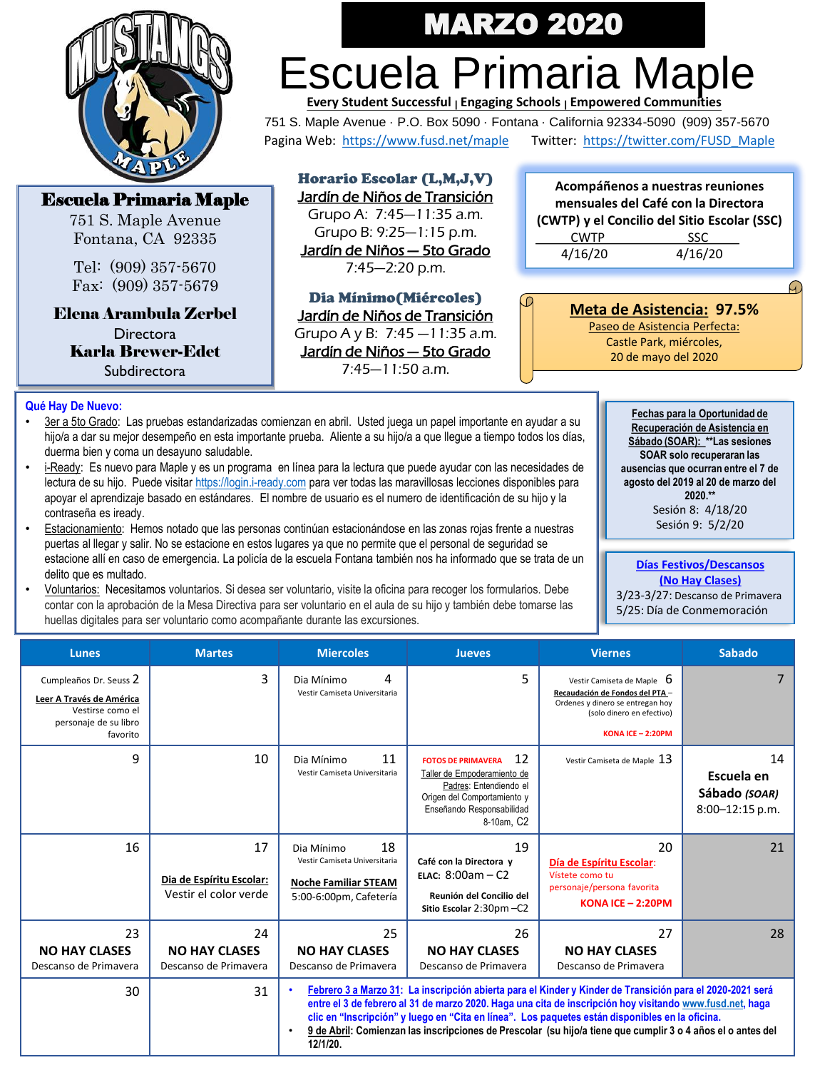# MARZO 2020

# Escuela Primaria Maple

**Every Student Successful | Engaging Schools | Empowered Communities**

751 S. Maple Avenue · P.O. Box 5090 · Fontana · California 92334-5090 (909) 357-5670
Pagina Web: https://www.fusd.net/maple Twitter: https://twitter.com/FUSD_Maple

**Escuela Primaria Maple**
751 S. Maple Avenue
Fontana, CA 92335

Tel: (909) 357-5670
Fax: (909) 357-5679

**Elena Arambula Zerbel**
Directora
**Karla Brewer-Edet**
Subdirectora

**Horario Escolar (L,M,J,V)**
Jardín de Niños de Transición
Grupo A: 7:45—11:35 a.m.
Grupo B: 9:25—1:15 p.m.
Jardín de Niños — 5to Grado
7:45—2:20 p.m.

**Dia Mínimo(Miércoles)**
Jardín de Niños de Transición
Grupo A y B: 7:45 —11:35 a.m.
Jardín de Niños — 5to Grado
7:45—11:50 a.m.

**Acompáñenos a nuestras reuniones mensuales del Café con la Directora (CWTP) y el Concilio del Sitio Escolar (SSC)**

| CWTP | SSC |
|---|---|
| 4/16/20 | 4/16/20 |

**Meta de Asistencia: 97.5%**
Paseo de Asistencia Perfecta:
Castle Park, miércoles,
20 de mayo del 2020

**Qué Hay De Nuevo:**

- 3er a 5to Grado: Las pruebas estandarizadas comienzan en abril. Usted juega un papel importante en ayudar a su hijo/a a dar su mejor desempeño en esta importante prueba. Aliente a su hijo/a a que llegue a tiempo todos los días, duerma bien y coma un desayuno saludable.
- i-Ready: Es nuevo para Maple y es un programa en línea para la lectura que puede ayudar con las necesidades de lectura de su hijo. Puede visitar https://login.i-ready.com para ver todas las maravillosas lecciones disponibles para apoyar el aprendizaje basado en estándares. El nombre de usuario es el numero de identificación de su hijo y la contraseña es iready.
- Estacionamiento: Hemos notado que las personas continúan estacionándose en las zonas rojas frente a nuestras puertas al llegar y salir. No se estacione en estos lugares ya que no permite que el personal de seguridad se estacione allí en caso de emergencia. La policía de la escuela Fontana también nos ha informado que se trata de un delito que es multado.
- Voluntarios: Necesitamos voluntarios. Si desea ser voluntario, visite la oficina para recoger los formularios. Debe contar con la aprobación de la Mesa Directiva para ser voluntario en el aula de su hijo y también debe tomarse las huellas digitales para ser voluntario como acompañante durante las excursiones.

**Fechas para la Oportunidad de Recuperación de Asistencia en Sábado (SOAR): \*\*Las sesiones SOAR solo recuperaran las ausencias que ocurran entre el 7 de agosto del 2019 al 20 de marzo del 2020.\*\***
Sesión 8: 4/18/20
Sesión 9: 5/2/20

**Días Festivos/Descansos (No Hay Clases)**
3/23-3/27: Descanso de Primavera
5/25: Día de Conmemoración

| Lunes | Martes | Miercoles | Jueves | Viernes | Sabado |
|---|---|---|---|---|---|
| 2 Cumpleaños Dr. Seuss<br>Leer A Través de América<br>Vestirse como el personaje de su libro favorito | 3 | 4 Dia Mínimo<br>Vestir Camiseta Universitaria | 5 | 6 Vestir Camiseta de Maple<br>Recaudación de Fondos del PTA – Ordenes y dinero se entregan hoy (solo dinero en efectivo)<br>KONA ICE – 2:20PM | 7 |
| 9 | 10 | 11 Dia Mínimo<br>Vestir Camiseta Universitaria | 12 FOTOS DE PRIMAVERA<br>Taller de Empoderamiento de Padres: Entendiendo el Origen del Comportamiento y Enseñando Responsabilidad<br>8-10am, C2 | 13 Vestir Camiseta de Maple | 14<br>**Escuela en Sábado** *(SOAR)*<br>8:00–12:15 p.m. |
| 16 | 17<br>Dia de Espíritu Escolar: Vestir el color verde | 18 Dia Mínimo<br>Vestir Camiseta Universitaria<br>Noche Familiar STEAM<br>5:00-6:00pm, Cafetería | 19<br>Café con la Directora y ELAC: 8:00am – C2<br>Reunión del Concilio del Sitio Escolar 2:30pm –C2 | 20<br>Día de Espíritu Escolar: Vístete como tu personaje/persona favorita<br>KONA ICE – 2:20PM | 21 |
| 23<br>**NO HAY CLASES**<br>Descanso de Primavera | 24<br>**NO HAY CLASES**<br>Descanso de Primavera | 25<br>**NO HAY CLASES**<br>Descanso de Primavera | 26<br>**NO HAY CLASES**<br>Descanso de Primavera | 27<br>**NO HAY CLASES**<br>Descanso de Primavera | 28 |
| 30 | 31 | | | | |

- **Febrero 3 a Marzo 31: La inscripción abierta para el Kinder y Kinder de Transición para el 2020-2021 será entre el 3 de febrero al 31 de marzo 2020. Haga una cita de inscripción hoy visitando www.fusd.net, haga clic en "Inscripción" y luego en "Cita en línea". Los paquetes están disponibles en la oficina.**
- **9 de Abril: Comienzan las inscripciones de Prescolar (su hijo/a tiene que cumplir 3 o 4 años el o antes del 12/1/20.**